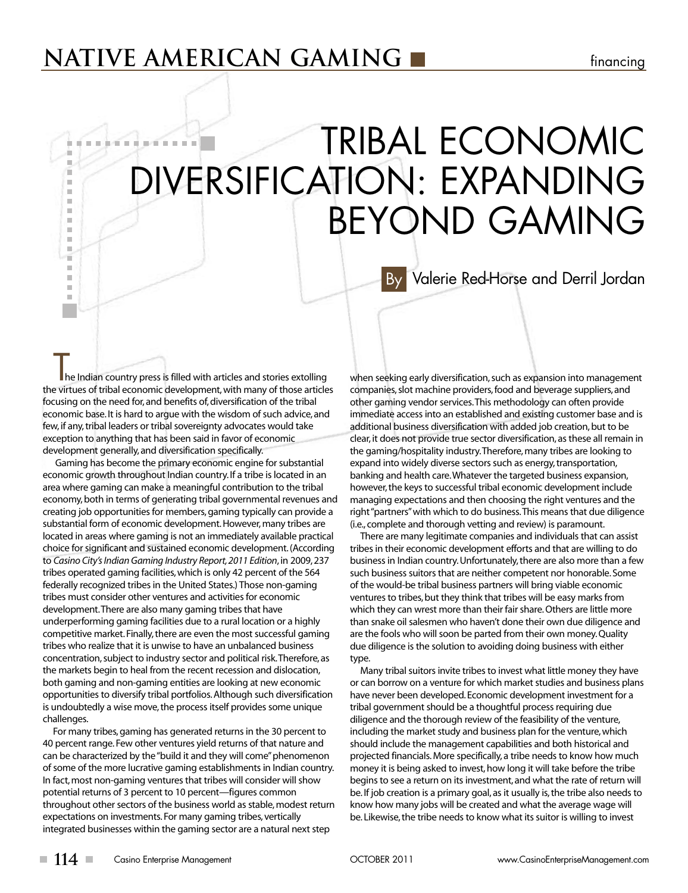# TRIBAL ECONOMIC DIVERSIFICATION: EXPANDING BEYOND GAMING

By Valerie Red-Horse and Derril Jordan

The Indian country press is filled with articles and stories extolling the virtues of tribal economic development, with many of those articles focusing on the need for, and benefits of, diversification of the tribal economic base. It is hard to argue with the wisdom of such advice, and few, if any, tribal leaders or tribal sovereignty advocates would take exception to anything that has been said in favor of economic development generally, and diversification specifically.

Gaming has become the primary economic engine for substantial economic growth throughout Indian country. If a tribe is located in an area where gaming can make a meaningful contribution to the tribal economy, both in terms of generating tribal governmental revenues and creating job opportunities for members, gaming typically can provide a substantial form of economic development. However, many tribes are located in areas where gaming is not an immediately available practical choice for significant and sustained economic development. (According to *Casino City's Indian Gaming Industry Report, 2011 Edition*, in 2009, 237 tribes operated gaming facilities, which is only 42 percent of the 564 federally recognized tribes in the United States.) Those non-gaming tribes must consider other ventures and activities for economic development. There are also many gaming tribes that have underperforming gaming facilities due to a rural location or a highly competitive market. Finally, there are even the most successful gaming tribes who realize that it is unwise to have an unbalanced business concentration, subject to industry sector and political risk. Therefore, as the markets begin to heal from the recent recession and dislocation, both gaming and non-gaming entities are looking at new economic opportunities to diversify tribal portfolios. Although such diversification is undoubtedly a wise move, the process itself provides some unique challenges.

For many tribes, gaming has generated returns in the 30 percent to 40 percent range. Few other ventures yield returns of that nature and can be characterized by the "build it and they will come" phenomenon of some of the more lucrative gaming establishments in Indian country. In fact, most non-gaming ventures that tribes will consider will show potential returns of 3 percent to 10 percent—figures common throughout other sectors of the business world as stable, modest return expectations on investments. For many gaming tribes, vertically integrated businesses within the gaming sector are a natural next step when seeking early diversification, such as expansion into management companies, slot machine providers, food and beverage suppliers, and other gaming vendor services. This methodology can often provide immediate access into an established and existing customer base and is additional business diversification with added job creation, but to be clear, it does not provide true sector diversification, as these all remain in the gaming/hospitality industry. Therefore, many tribes are looking to expand into widely diverse sectors such as energy, transportation, banking and health care. Whatever the targeted business expansion, however, the keys to successful tribal economic development include managing expectations and then choosing the right ventures and the right "partners" with which to do business. This means that due diligence (i.e., complete and thorough vetting and review) is paramount.

There are many legitimate companies and individuals that can assist tribes in their economic development efforts and that are willing to do business in Indian country. Unfortunately, there are also more than a few such business suitors that are neither competent nor honorable. Some of the would-be tribal business partners will bring viable economic ventures to tribes, but they think that tribes will be easy marks from which they can wrest more than their fair share. Others are little more than snake oil salesmen who haven't done their own due diligence and are the fools who will soon be parted from their own money. Quality due diligence is the solution to avoiding doing business with either type.

Many tribal suitors invite tribes to invest what little money they have or can borrow on a venture for which market studies and business plans have never been developed. Economic development investment for a tribal government should be a thoughtful process requiring due diligence and the thorough review of the feasibility of the venture, including the market study and business plan for the venture, which should include the management capabilities and both historical and projected financials. More specifically, a tribe needs to know how much money it is being asked to invest, how long it will take before the tribe begins to see a return on its investment, and what the rate of return will be. If job creation is a primary goal, as it usually is, the tribe also needs to know how many jobs will be created and what the average wage will be. Likewise, the tribe needs to know what its suitor is willing to invest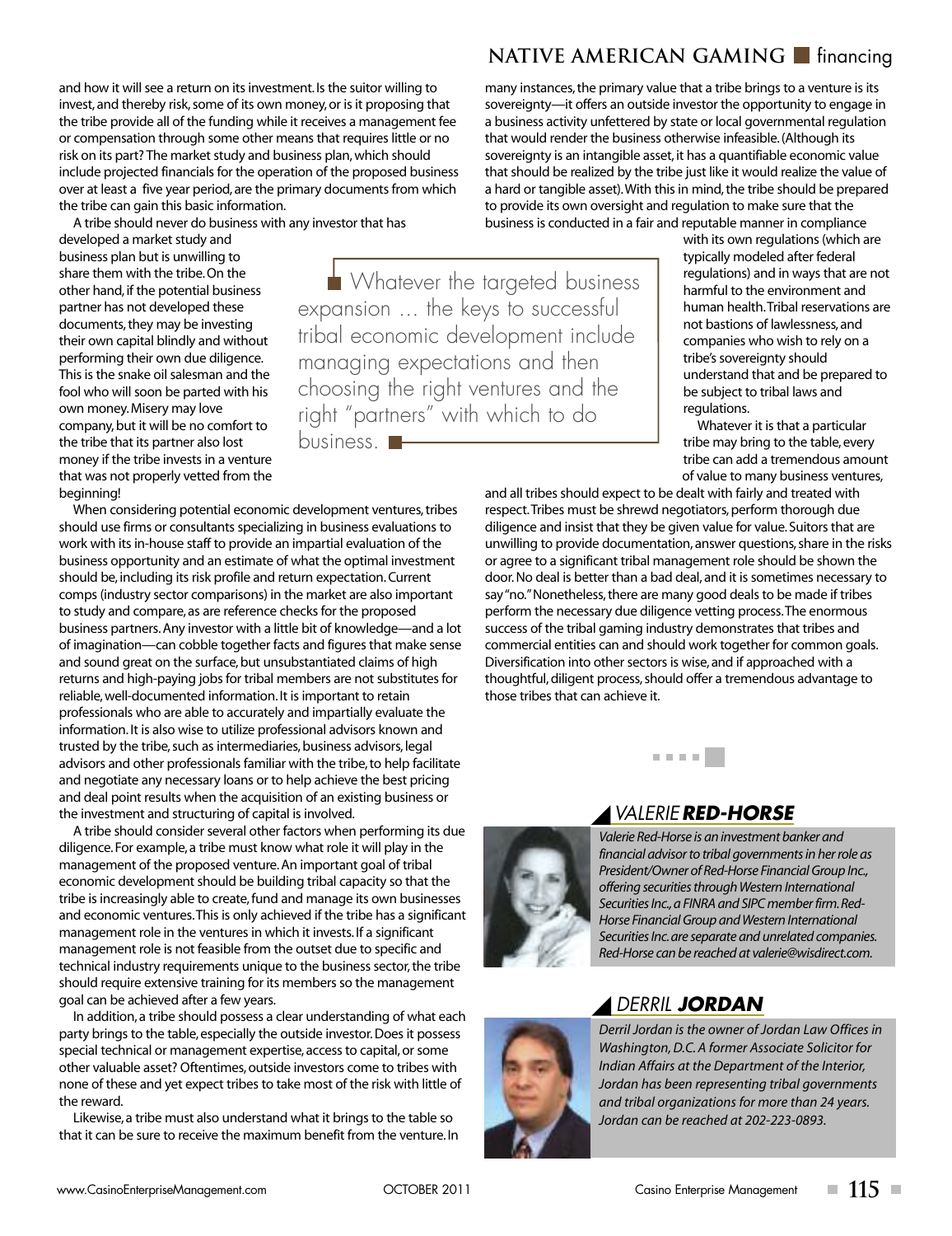and how it will see a return on its investment. Is the suitor willing to invest, and thereby risk, some of its own money, or is it proposing that the tribe provide all of the funding while it receives a management fee or compensation through some other means that requires little or no risk on its part? The market study and business plan, which should include projected financials for the operation of the proposed business over at least a five year period, are the primary documents from which the tribe can gain this basic information.

A tribe should never do business with any investor that has developed a market study and business plan but is unwilling to share them with the tribe. On the other hand, if the potential business partner has not developed these documents, they may be investing their own capital blindly and without performing their own due diligence. This is the snake oil salesman and the fool who will soon be parted with his own money. Misery may love company, but it will be no comfort to the tribe that its partner also lost money if the tribe invests in a venture that was not properly vetted from the beginning!

> Whatever the targeted business expansion ... the keys to successful tribal economic development include managing expectations and then choosing the right ventures and the right "partners" with which to do business.

When considering potential economic development ventures, tribes should use firms or consultants specializing in business evaluations to work with its in-house staff to provide an impartial evaluation of the business opportunity and an estimate of what the optimal investment should be, including its risk profile and return expectation. Current comps (industry sector comparisons) in the market are also important to study and compare, as are reference checks for the proposed business partners. Any investor with a little bit of knowledge—and a lot of imagination—can cobble together facts and figures that make sense and sound great on the surface, but unsubstantiated claims of high returns and high-paying jobs for tribal members are not substitutes for reliable, well-documented information. It is important to retain professionals who are able to accurately and impartially evaluate the information. It is also wise to utilize professional advisors known and trusted by the tribe, such as intermediaries, business advisors, legal advisors and other professionals familiar with the tribe, to help facilitate and negotiate any necessary loans or to help achieve the best pricing and deal point results when the acquisition of an existing business or the investment and structuring of capital is involved.

A tribe should consider several other factors when performing its due diligence. For example, a tribe must know what role it will play in the management of the proposed venture. An important goal of tribal economic development should be building tribal capacity so that the tribe is increasingly able to create, fund and manage its own businesses and economic ventures. This is only achieved if the tribe has a significant management role in the ventures in which it invests. If a significant management role is not feasible from the outset due to specific and technical industry requirements unique to the business sector, the tribe should require extensive training for its members so the management goal can be achieved after a few years.

In addition, a tribe should possess a clear understanding of what each party brings to the table, especially the outside investor. Does it possess special technical or management expertise, access to capital, or some other valuable asset? Oftentimes, outside investors come to tribes with none of these and yet expect tribes to take most of the risk with little of the reward.

Likewise, a tribe must also understand what it brings to the table so that it can be sure to receive the maximum benefit from the venture. In many instances, the primary value that a tribe brings to a venture is its sovereignty—it offers an outside investor the opportunity to engage in a business activity unfettered by state or local governmental regulation that would render the business otherwise infeasible. (Although its sovereignty is an intangible asset, it has a quantifiable economic value that should be realized by the tribe just like it would realize the value of a hard or tangible asset). With this in mind, the tribe should be prepared to provide its own oversight and regulation to make sure that the business is conducted in a fair and reputable manner in compliance with its own regulations (which are typically modeled after federal regulations) and in ways that are not harmful to the environment and human health. Tribal reservations are not bastions of lawlessness, and companies who wish to rely on a tribe's sovereignty should understand that and be prepared to be subject to tribal laws and regulations.

Whatever it is that a particular tribe may bring to the table, every tribe can add a tremendous amount of value to many business ventures, and all tribes should expect to be dealt with fairly and treated with respect. Tribes must be shrewd negotiators, perform thorough due diligence and insist that they be given value for value. Suitors that are unwilling to provide documentation, answer questions, share in the risks or agree to a significant tribal management role should be shown the door. No deal is better than a bad deal, and it is sometimes necessary to say "no." Nonetheless, there are many good deals to be made if tribes perform the necessary due diligence vetting process. The enormous success of the tribal gaming industry demonstrates that tribes and commercial entities can and should work together for common goals. Diversification into other sectors is wise, and if approached with a thoughtful, diligent process, should offer a tremendous advantage to those tribes that can achieve it.

### VALERIE **RED-HORSE**

*Valerie Red-Horse is an investment banker and financial advisor to tribal governments in her role as President/Owner of Red-Horse Financial Group Inc., offering securities through Western International Securities Inc., a FINRA and SIPC member firm. Red-Horse Financial Group and Western International Securities Inc. are separate and unrelated companies. Red-Horse can be reached at valerie@wisdirect.com.*

### DERRIL **JORDAN**

*Derril Jordan is the owner of Jordan Law Offices in Washington, D.C. A former Associate Solicitor for Indian Affairs at the Department of the Interior, Jordan has been representing tribal governments and tribal organizations for more than 24 years. Jordan can be reached at 202-223-0893.*